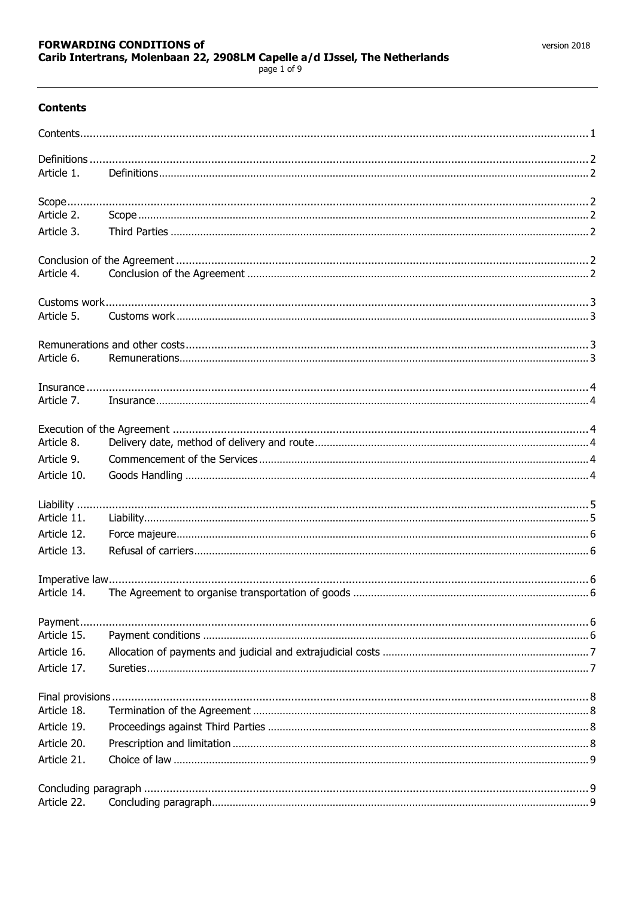## Contents

| | | |
|---|---|---|
| Contents | | 1 |
| Definitions | | 2 |
| Article 1. | Definitions | 2 |
| Scope | | 2 |
| Article 2. | Scope | 2 |
| Article 3. | Third Parties | 2 |
| Conclusion of the Agreement | | 2 |
| Article 4. | Conclusion of the Agreement | 2 |
| Customs work | | 3 |
| Article 5. | Customs work | 3 |
| Remunerations and other costs | | 3 |
| Article 6. | Remunerations | 3 |
| Insurance | | 4 |
| Article 7. | Insurance | 4 |
| Execution of the Agreement | | 4 |
| Article 8. | Delivery date, method of delivery and route | 4 |
| Article 9. | Commencement of the Services | 4 |
| Article 10. | Goods Handling | 4 |
| Liability | | 5 |
| Article 11. | Liability | 5 |
| Article 12. | Force majeure | 6 |
| Article 13. | Refusal of carriers | 6 |
| Imperative law | | 6 |
| Article 14. | The Agreement to organise transportation of goods | 6 |
| Payment | | 6 |
| Article 15. | Payment conditions | 6 |
| Article 16. | Allocation of payments and judicial and extrajudicial costs | 7 |
| Article 17. | Sureties | 7 |
| Final provisions | | 8 |
| Article 18. | Termination of the Agreement | 8 |
| Article 19. | Proceedings against Third Parties | 8 |
| Article 20. | Prescription and limitation | 8 |
| Article 21. | Choice of law | 9 |
| Concluding paragraph | | 9 |
| Article 22. | Concluding paragraph | 9 |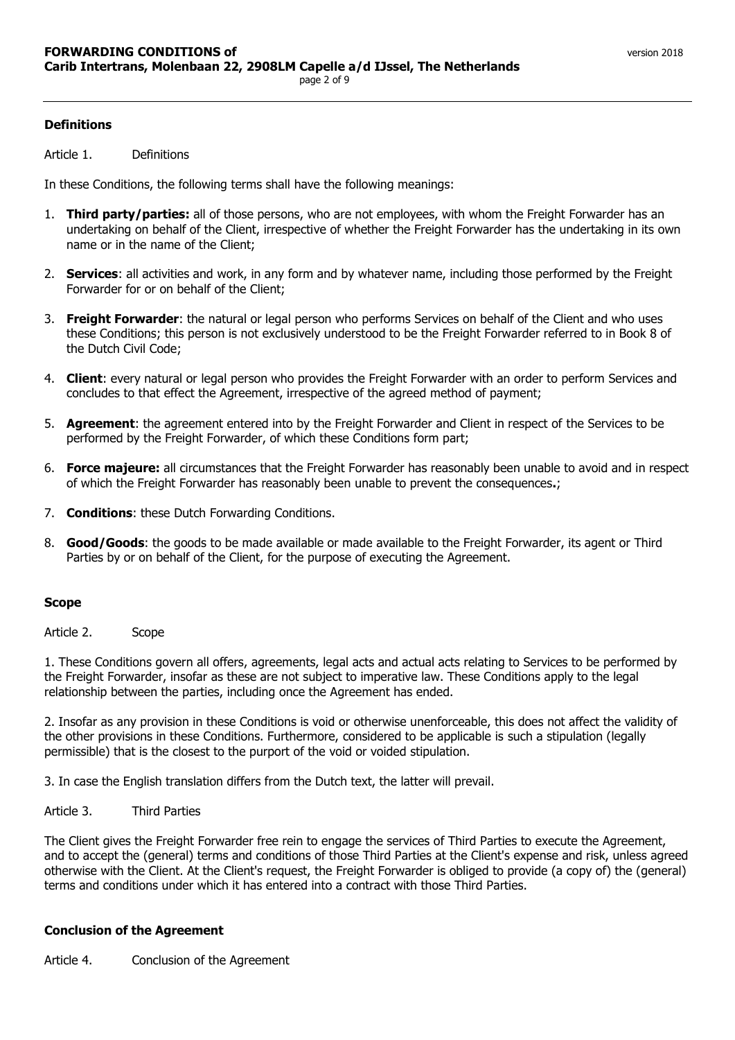## Definitions

Article 1. Definitions

In these Conditions, the following terms shall have the following meanings:

1. **Third party/parties:** all of those persons, who are not employees, with whom the Freight Forwarder has an undertaking on behalf of the Client, irrespective of whether the Freight Forwarder has the undertaking in its own name or in the name of the Client;

2. **Services**: all activities and work, in any form and by whatever name, including those performed by the Freight Forwarder for or on behalf of the Client;

3. **Freight Forwarder**: the natural or legal person who performs Services on behalf of the Client and who uses these Conditions; this person is not exclusively understood to be the Freight Forwarder referred to in Book 8 of the Dutch Civil Code;

4. **Client**: every natural or legal person who provides the Freight Forwarder with an order to perform Services and concludes to that effect the Agreement, irrespective of the agreed method of payment;

5. **Agreement**: the agreement entered into by the Freight Forwarder and Client in respect of the Services to be performed by the Freight Forwarder, of which these Conditions form part;

6. **Force majeure:** all circumstances that the Freight Forwarder has reasonably been unable to avoid and in respect of which the Freight Forwarder has reasonably been unable to prevent the consequences**.**;

7. **Conditions**: these Dutch Forwarding Conditions.

8. **Good/Goods**: the goods to be made available or made available to the Freight Forwarder, its agent or Third Parties by or on behalf of the Client, for the purpose of executing the Agreement.

## Scope

Article 2. Scope

1. These Conditions govern all offers, agreements, legal acts and actual acts relating to Services to be performed by the Freight Forwarder, insofar as these are not subject to imperative law. These Conditions apply to the legal relationship between the parties, including once the Agreement has ended.

2. Insofar as any provision in these Conditions is void or otherwise unenforceable, this does not affect the validity of the other provisions in these Conditions. Furthermore, considered to be applicable is such a stipulation (legally permissible) that is the closest to the purport of the void or voided stipulation.

3. In case the English translation differs from the Dutch text, the latter will prevail.

Article 3. Third Parties

The Client gives the Freight Forwarder free rein to engage the services of Third Parties to execute the Agreement, and to accept the (general) terms and conditions of those Third Parties at the Client's expense and risk, unless agreed otherwise with the Client. At the Client's request, the Freight Forwarder is obliged to provide (a copy of) the (general) terms and conditions under which it has entered into a contract with those Third Parties.

## Conclusion of the Agreement

Article 4. Conclusion of the Agreement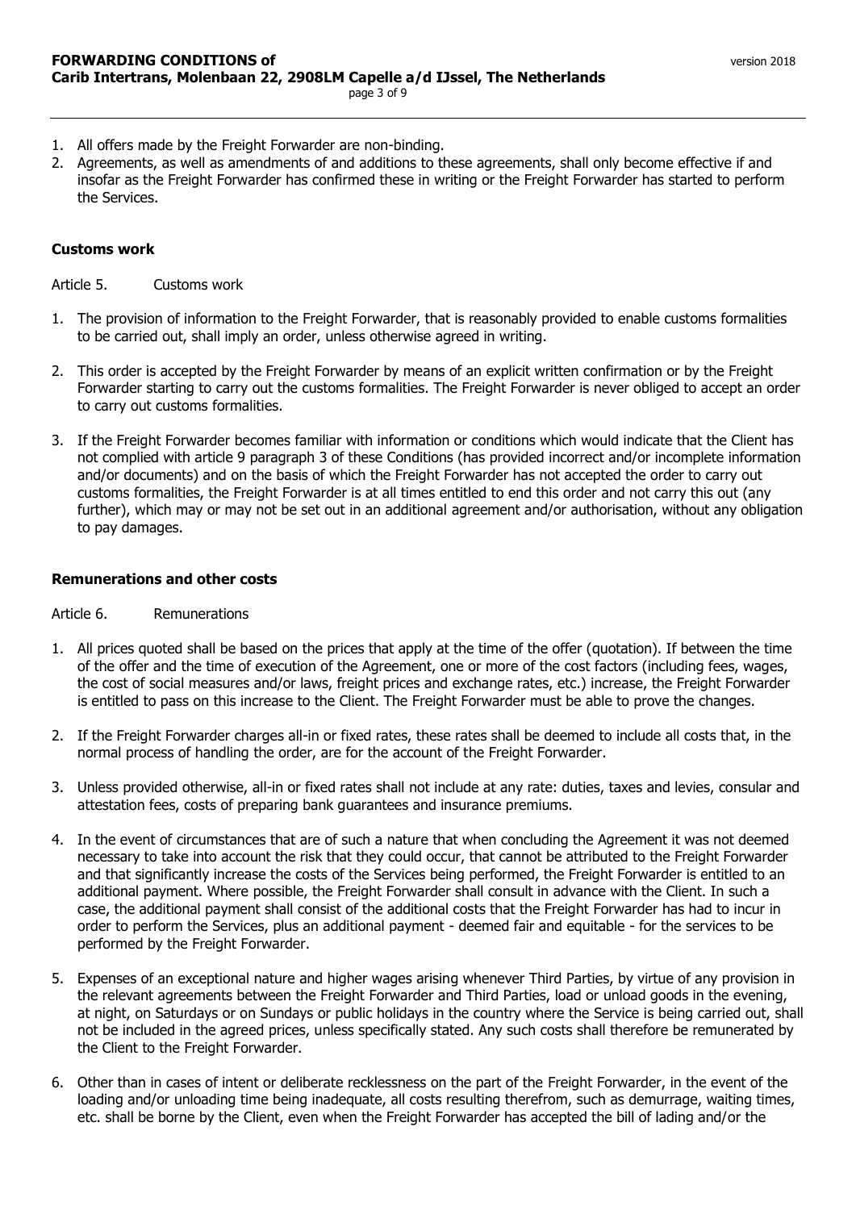1. All offers made by the Freight Forwarder are non-binding.
2. Agreements, as well as amendments of and additions to these agreements, shall only become effective if and insofar as the Freight Forwarder has confirmed these in writing or the Freight Forwarder has started to perform the Services.

## Customs work

Article 5. Customs work

1. The provision of information to the Freight Forwarder, that is reasonably provided to enable customs formalities to be carried out, shall imply an order, unless otherwise agreed in writing.

2. This order is accepted by the Freight Forwarder by means of an explicit written confirmation or by the Freight Forwarder starting to carry out the customs formalities. The Freight Forwarder is never obliged to accept an order to carry out customs formalities.

3. If the Freight Forwarder becomes familiar with information or conditions which would indicate that the Client has not complied with article 9 paragraph 3 of these Conditions (has provided incorrect and/or incomplete information and/or documents) and on the basis of which the Freight Forwarder has not accepted the order to carry out customs formalities, the Freight Forwarder is at all times entitled to end this order and not carry this out (any further), which may or may not be set out in an additional agreement and/or authorisation, without any obligation to pay damages.

## Remunerations and other costs

Article 6. Remunerations

1. All prices quoted shall be based on the prices that apply at the time of the offer (quotation). If between the time of the offer and the time of execution of the Agreement, one or more of the cost factors (including fees, wages, the cost of social measures and/or laws, freight prices and exchange rates, etc.) increase, the Freight Forwarder is entitled to pass on this increase to the Client. The Freight Forwarder must be able to prove the changes.

2. If the Freight Forwarder charges all-in or fixed rates, these rates shall be deemed to include all costs that, in the normal process of handling the order, are for the account of the Freight Forwarder.

3. Unless provided otherwise, all-in or fixed rates shall not include at any rate: duties, taxes and levies, consular and attestation fees, costs of preparing bank guarantees and insurance premiums.

4. In the event of circumstances that are of such a nature that when concluding the Agreement it was not deemed necessary to take into account the risk that they could occur, that cannot be attributed to the Freight Forwarder and that significantly increase the costs of the Services being performed, the Freight Forwarder is entitled to an additional payment. Where possible, the Freight Forwarder shall consult in advance with the Client. In such a case, the additional payment shall consist of the additional costs that the Freight Forwarder has had to incur in order to perform the Services, plus an additional payment - deemed fair and equitable - for the services to be performed by the Freight Forwarder.

5. Expenses of an exceptional nature and higher wages arising whenever Third Parties, by virtue of any provision in the relevant agreements between the Freight Forwarder and Third Parties, load or unload goods in the evening, at night, on Saturdays or on Sundays or public holidays in the country where the Service is being carried out, shall not be included in the agreed prices, unless specifically stated. Any such costs shall therefore be remunerated by the Client to the Freight Forwarder.

6. Other than in cases of intent or deliberate recklessness on the part of the Freight Forwarder, in the event of the loading and/or unloading time being inadequate, all costs resulting therefrom, such as demurrage, waiting times, etc. shall be borne by the Client, even when the Freight Forwarder has accepted the bill of lading and/or the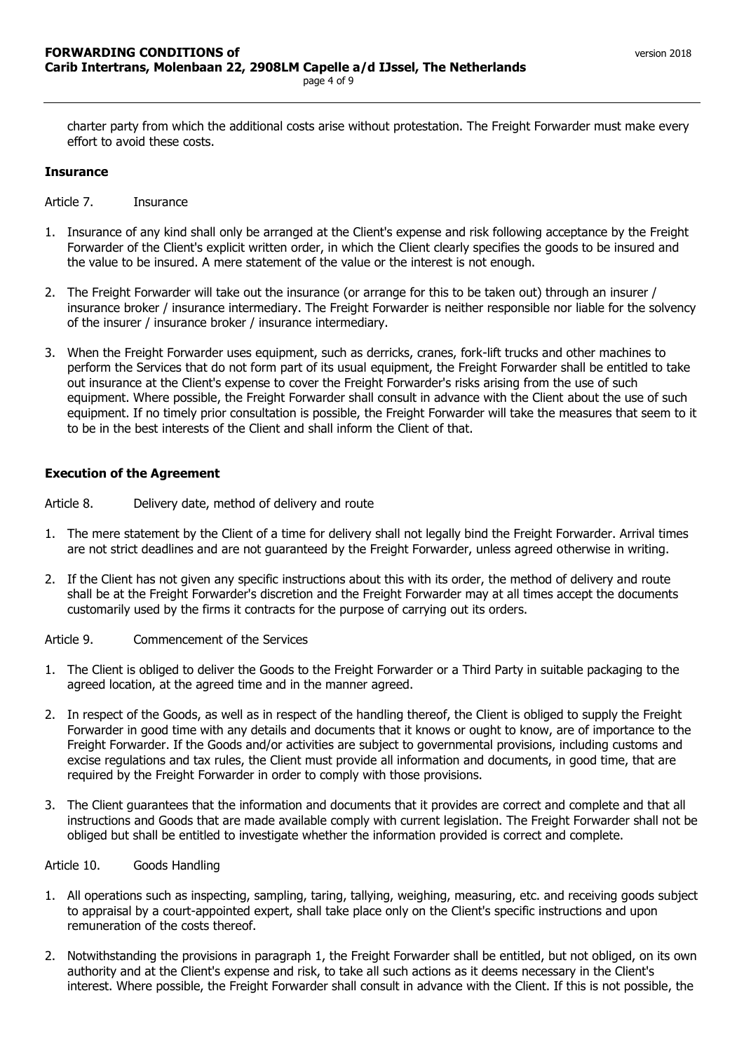charter party from which the additional costs arise without protestation. The Freight Forwarder must make every effort to avoid these costs.

## Insurance

Article 7. Insurance

1. Insurance of any kind shall only be arranged at the Client's expense and risk following acceptance by the Freight Forwarder of the Client's explicit written order, in which the Client clearly specifies the goods to be insured and the value to be insured. A mere statement of the value or the interest is not enough.

2. The Freight Forwarder will take out the insurance (or arrange for this to be taken out) through an insurer / insurance broker / insurance intermediary. The Freight Forwarder is neither responsible nor liable for the solvency of the insurer / insurance broker / insurance intermediary.

3. When the Freight Forwarder uses equipment, such as derricks, cranes, fork-lift trucks and other machines to perform the Services that do not form part of its usual equipment, the Freight Forwarder shall be entitled to take out insurance at the Client's expense to cover the Freight Forwarder's risks arising from the use of such equipment. Where possible, the Freight Forwarder shall consult in advance with the Client about the use of such equipment. If no timely prior consultation is possible, the Freight Forwarder will take the measures that seem to it to be in the best interests of the Client and shall inform the Client of that.

## Execution of the Agreement

Article 8. Delivery date, method of delivery and route

1. The mere statement by the Client of a time for delivery shall not legally bind the Freight Forwarder. Arrival times are not strict deadlines and are not guaranteed by the Freight Forwarder, unless agreed otherwise in writing.

2. If the Client has not given any specific instructions about this with its order, the method of delivery and route shall be at the Freight Forwarder's discretion and the Freight Forwarder may at all times accept the documents customarily used by the firms it contracts for the purpose of carrying out its orders.

Article 9. Commencement of the Services

1. The Client is obliged to deliver the Goods to the Freight Forwarder or a Third Party in suitable packaging to the agreed location, at the agreed time and in the manner agreed.

2. In respect of the Goods, as well as in respect of the handling thereof, the Client is obliged to supply the Freight Forwarder in good time with any details and documents that it knows or ought to know, are of importance to the Freight Forwarder. If the Goods and/or activities are subject to governmental provisions, including customs and excise regulations and tax rules, the Client must provide all information and documents, in good time, that are required by the Freight Forwarder in order to comply with those provisions.

3. The Client guarantees that the information and documents that it provides are correct and complete and that all instructions and Goods that are made available comply with current legislation. The Freight Forwarder shall not be obliged but shall be entitled to investigate whether the information provided is correct and complete.

Article 10. Goods Handling

1. All operations such as inspecting, sampling, taring, tallying, weighing, measuring, etc. and receiving goods subject to appraisal by a court-appointed expert, shall take place only on the Client's specific instructions and upon remuneration of the costs thereof.

2. Notwithstanding the provisions in paragraph 1, the Freight Forwarder shall be entitled, but not obliged, on its own authority and at the Client's expense and risk, to take all such actions as it deems necessary in the Client's interest. Where possible, the Freight Forwarder shall consult in advance with the Client. If this is not possible, the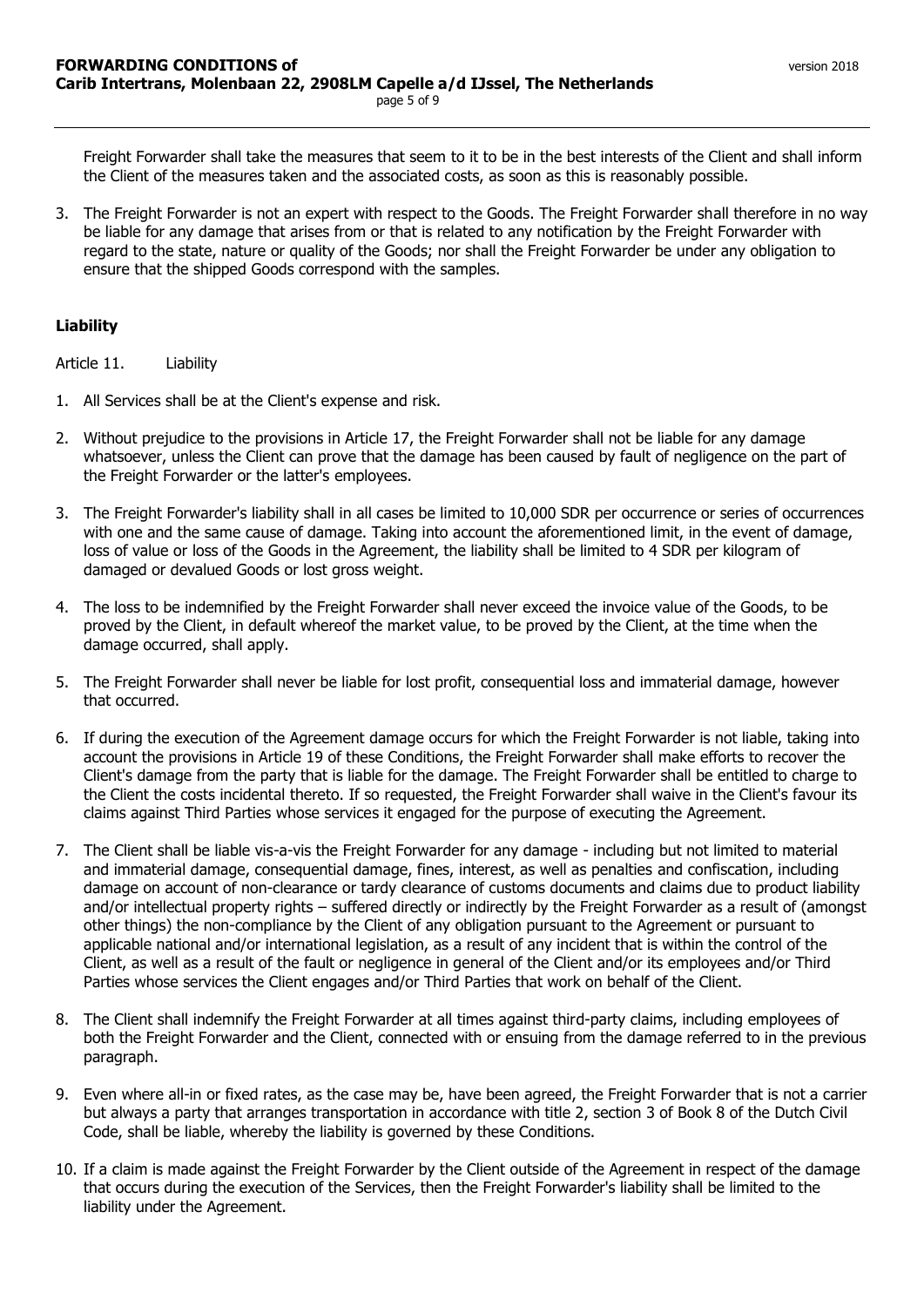Freight Forwarder shall take the measures that seem to it to be in the best interests of the Client and shall inform the Client of the measures taken and the associated costs, as soon as this is reasonably possible.

3. The Freight Forwarder is not an expert with respect to the Goods. The Freight Forwarder shall therefore in no way be liable for any damage that arises from or that is related to any notification by the Freight Forwarder with regard to the state, nature or quality of the Goods; nor shall the Freight Forwarder be under any obligation to ensure that the shipped Goods correspond with the samples.

## Liability

Article 11. Liability

1. All Services shall be at the Client's expense and risk.
2. Without prejudice to the provisions in Article 17, the Freight Forwarder shall not be liable for any damage whatsoever, unless the Client can prove that the damage has been caused by fault of negligence on the part of the Freight Forwarder or the latter's employees.
3. The Freight Forwarder's liability shall in all cases be limited to 10,000 SDR per occurrence or series of occurrences with one and the same cause of damage. Taking into account the aforementioned limit, in the event of damage, loss of value or loss of the Goods in the Agreement, the liability shall be limited to 4 SDR per kilogram of damaged or devalued Goods or lost gross weight.
4. The loss to be indemnified by the Freight Forwarder shall never exceed the invoice value of the Goods, to be proved by the Client, in default whereof the market value, to be proved by the Client, at the time when the damage occurred, shall apply.
5. The Freight Forwarder shall never be liable for lost profit, consequential loss and immaterial damage, however that occurred.
6. If during the execution of the Agreement damage occurs for which the Freight Forwarder is not liable, taking into account the provisions in Article 19 of these Conditions, the Freight Forwarder shall make efforts to recover the Client's damage from the party that is liable for the damage. The Freight Forwarder shall be entitled to charge to the Client the costs incidental thereto. If so requested, the Freight Forwarder shall waive in the Client's favour its claims against Third Parties whose services it engaged for the purpose of executing the Agreement.
7. The Client shall be liable vis-a-vis the Freight Forwarder for any damage - including but not limited to material and immaterial damage, consequential damage, fines, interest, as well as penalties and confiscation, including damage on account of non-clearance or tardy clearance of customs documents and claims due to product liability and/or intellectual property rights – suffered directly or indirectly by the Freight Forwarder as a result of (amongst other things) the non-compliance by the Client of any obligation pursuant to the Agreement or pursuant to applicable national and/or international legislation, as a result of any incident that is within the control of the Client, as well as a result of the fault or negligence in general of the Client and/or its employees and/or Third Parties whose services the Client engages and/or Third Parties that work on behalf of the Client.
8. The Client shall indemnify the Freight Forwarder at all times against third-party claims, including employees of both the Freight Forwarder and the Client, connected with or ensuing from the damage referred to in the previous paragraph.
9. Even where all-in or fixed rates, as the case may be, have been agreed, the Freight Forwarder that is not a carrier but always a party that arranges transportation in accordance with title 2, section 3 of Book 8 of the Dutch Civil Code, shall be liable, whereby the liability is governed by these Conditions.
10. If a claim is made against the Freight Forwarder by the Client outside of the Agreement in respect of the damage that occurs during the execution of the Services, then the Freight Forwarder's liability shall be limited to the liability under the Agreement.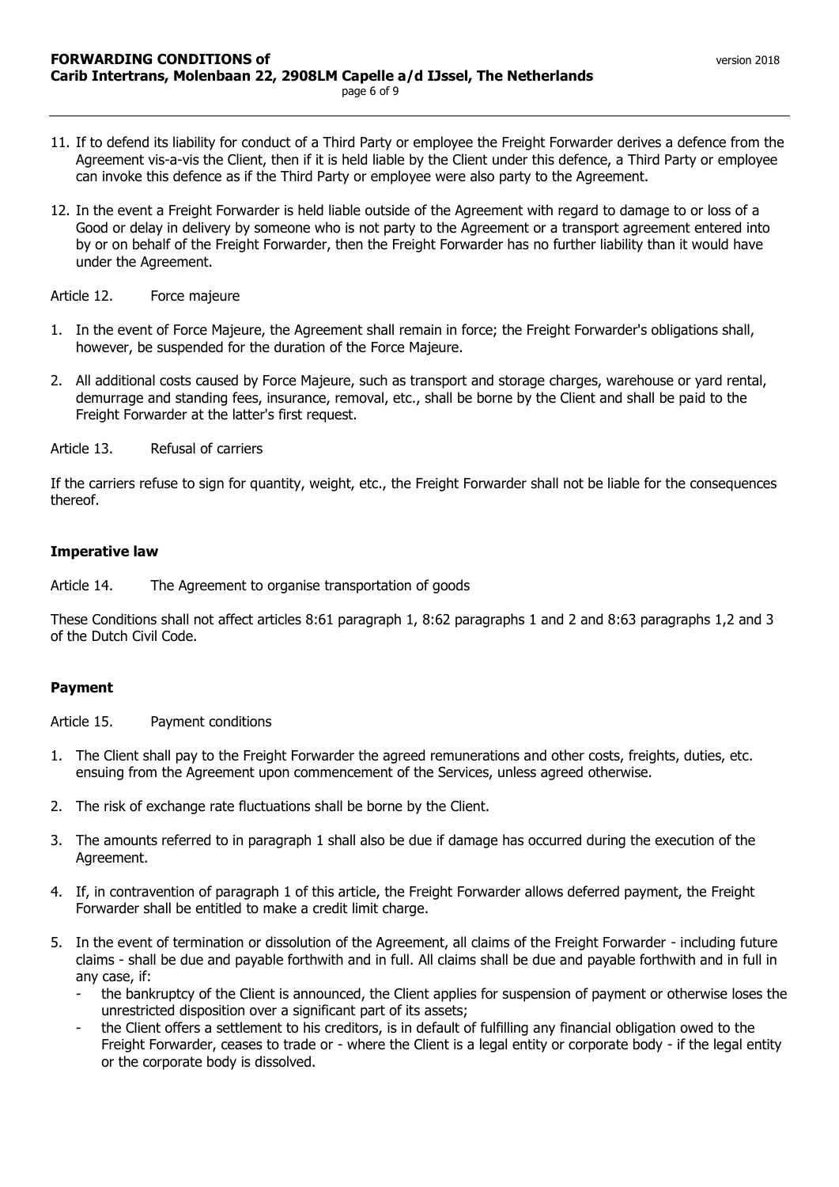11. If to defend its liability for conduct of a Third Party or employee the Freight Forwarder derives a defence from the Agreement vis-a-vis the Client, then if it is held liable by the Client under this defence, a Third Party or employee can invoke this defence as if the Third Party or employee were also party to the Agreement.

12. In the event a Freight Forwarder is held liable outside of the Agreement with regard to damage to or loss of a Good or delay in delivery by someone who is not party to the Agreement or a transport agreement entered into by or on behalf of the Freight Forwarder, then the Freight Forwarder has no further liability than it would have under the Agreement.

Article 12. Force majeure

1. In the event of Force Majeure, the Agreement shall remain in force; the Freight Forwarder's obligations shall, however, be suspended for the duration of the Force Majeure.

2. All additional costs caused by Force Majeure, such as transport and storage charges, warehouse or yard rental, demurrage and standing fees, insurance, removal, etc., shall be borne by the Client and shall be paid to the Freight Forwarder at the latter's first request.

Article 13. Refusal of carriers

If the carriers refuse to sign for quantity, weight, etc., the Freight Forwarder shall not be liable for the consequences thereof.

## Imperative law

Article 14. The Agreement to organise transportation of goods

These Conditions shall not affect articles 8:61 paragraph 1, 8:62 paragraphs 1 and 2 and 8:63 paragraphs 1,2 and 3 of the Dutch Civil Code.

## Payment

Article 15. Payment conditions

1. The Client shall pay to the Freight Forwarder the agreed remunerations and other costs, freights, duties, etc. ensuing from the Agreement upon commencement of the Services, unless agreed otherwise.

2. The risk of exchange rate fluctuations shall be borne by the Client.

3. The amounts referred to in paragraph 1 shall also be due if damage has occurred during the execution of the Agreement.

4. If, in contravention of paragraph 1 of this article, the Freight Forwarder allows deferred payment, the Freight Forwarder shall be entitled to make a credit limit charge.

5. In the event of termination or dissolution of the Agreement, all claims of the Freight Forwarder - including future claims - shall be due and payable forthwith and in full. All claims shall be due and payable forthwith and in full in any case, if:
   - the bankruptcy of the Client is announced, the Client applies for suspension of payment or otherwise loses the unrestricted disposition over a significant part of its assets;
   - the Client offers a settlement to his creditors, is in default of fulfilling any financial obligation owed to the Freight Forwarder, ceases to trade or - where the Client is a legal entity or corporate body - if the legal entity or the corporate body is dissolved.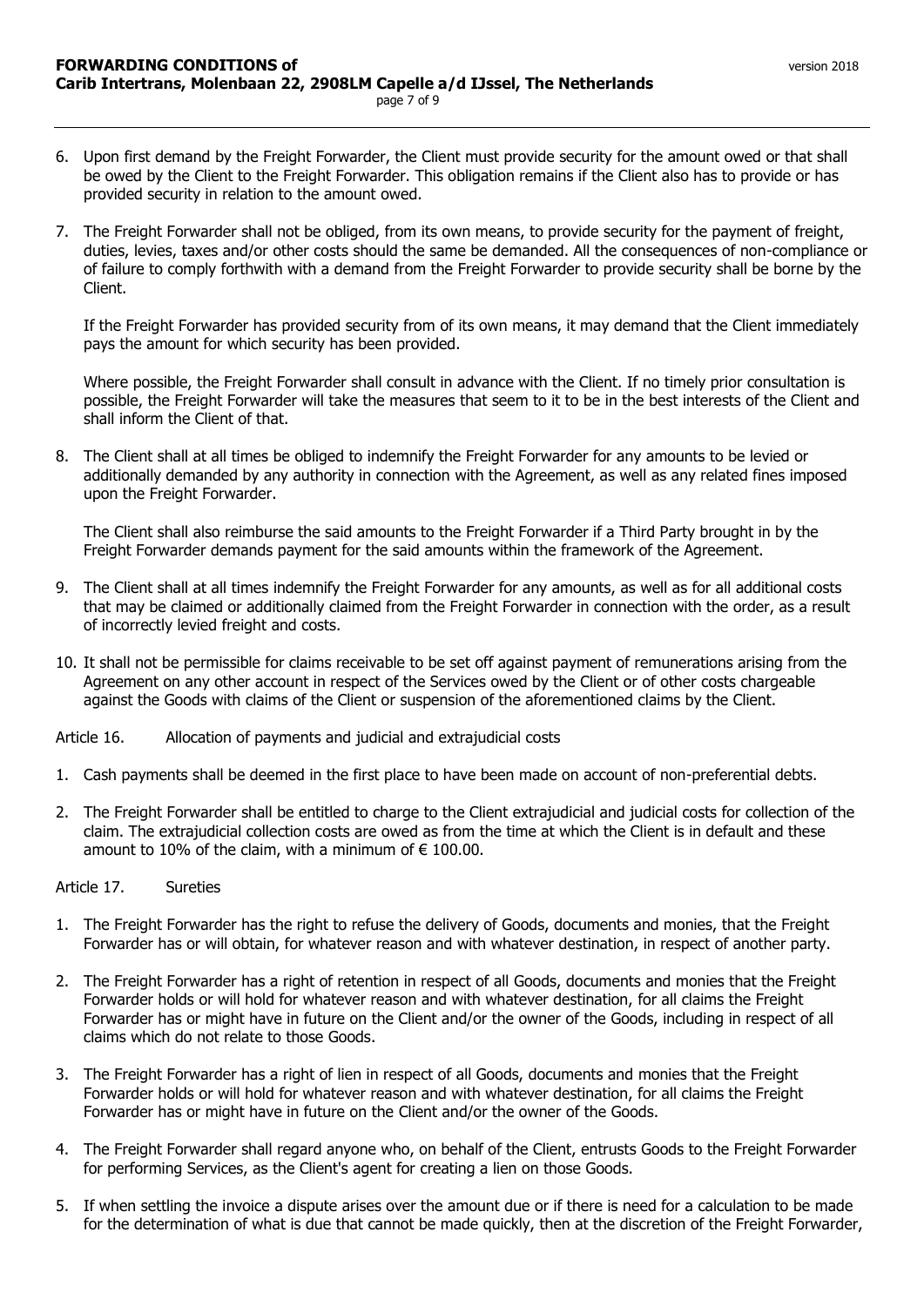6. Upon first demand by the Freight Forwarder, the Client must provide security for the amount owed or that shall be owed by the Client to the Freight Forwarder. This obligation remains if the Client also has to provide or has provided security in relation to the amount owed.

7. The Freight Forwarder shall not be obliged, from its own means, to provide security for the payment of freight, duties, levies, taxes and/or other costs should the same be demanded. All the consequences of non-compliance or of failure to comply forthwith with a demand from the Freight Forwarder to provide security shall be borne by the Client.

   If the Freight Forwarder has provided security from of its own means, it may demand that the Client immediately pays the amount for which security has been provided.

   Where possible, the Freight Forwarder shall consult in advance with the Client. If no timely prior consultation is possible, the Freight Forwarder will take the measures that seem to it to be in the best interests of the Client and shall inform the Client of that.

8. The Client shall at all times be obliged to indemnify the Freight Forwarder for any amounts to be levied or additionally demanded by any authority in connection with the Agreement, as well as any related fines imposed upon the Freight Forwarder.

   The Client shall also reimburse the said amounts to the Freight Forwarder if a Third Party brought in by the Freight Forwarder demands payment for the said amounts within the framework of the Agreement.

9. The Client shall at all times indemnify the Freight Forwarder for any amounts, as well as for all additional costs that may be claimed or additionally claimed from the Freight Forwarder in connection with the order, as a result of incorrectly levied freight and costs.

10. It shall not be permissible for claims receivable to be set off against payment of remunerations arising from the Agreement on any other account in respect of the Services owed by the Client or of other costs chargeable against the Goods with claims of the Client or suspension of the aforementioned claims by the Client.

Article 16. Allocation of payments and judicial and extrajudicial costs

1. Cash payments shall be deemed in the first place to have been made on account of non-preferential debts.

2. The Freight Forwarder shall be entitled to charge to the Client extrajudicial and judicial costs for collection of the claim. The extrajudicial collection costs are owed as from the time at which the Client is in default and these amount to 10% of the claim, with a minimum of € 100.00.

Article 17. Sureties

1. The Freight Forwarder has the right to refuse the delivery of Goods, documents and monies, that the Freight Forwarder has or will obtain, for whatever reason and with whatever destination, in respect of another party.

2. The Freight Forwarder has a right of retention in respect of all Goods, documents and monies that the Freight Forwarder holds or will hold for whatever reason and with whatever destination, for all claims the Freight Forwarder has or might have in future on the Client and/or the owner of the Goods, including in respect of all claims which do not relate to those Goods.

3. The Freight Forwarder has a right of lien in respect of all Goods, documents and monies that the Freight Forwarder holds or will hold for whatever reason and with whatever destination, for all claims the Freight Forwarder has or might have in future on the Client and/or the owner of the Goods.

4. The Freight Forwarder shall regard anyone who, on behalf of the Client, entrusts Goods to the Freight Forwarder for performing Services, as the Client's agent for creating a lien on those Goods.

5. If when settling the invoice a dispute arises over the amount due or if there is need for a calculation to be made for the determination of what is due that cannot be made quickly, then at the discretion of the Freight Forwarder,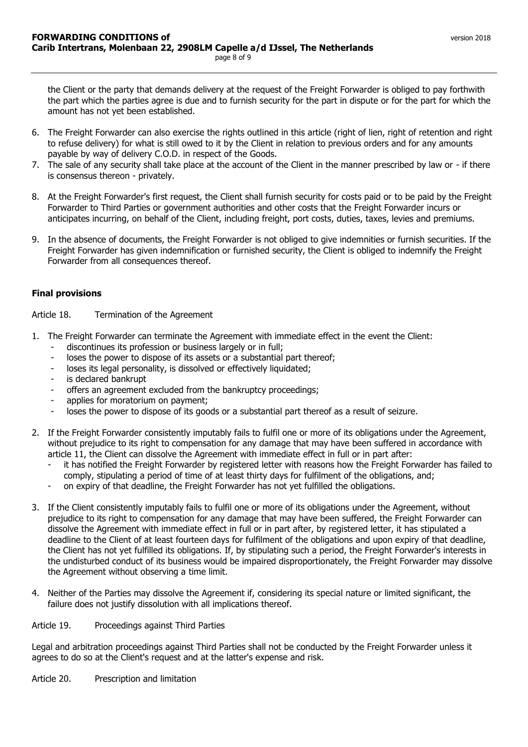the Client or the party that demands delivery at the request of the Freight Forwarder is obliged to pay forthwith the part which the parties agree is due and to furnish security for the part in dispute or for the part for which the amount has not yet been established.

6. The Freight Forwarder can also exercise the rights outlined in this article (right of lien, right of retention and right to refuse delivery) for what is still owed to it by the Client in relation to previous orders and for any amounts payable by way of delivery C.O.D. in respect of the Goods.
7. The sale of any security shall take place at the account of the Client in the manner prescribed by law or - if there is consensus thereon - privately.
8. At the Freight Forwarder's first request, the Client shall furnish security for costs paid or to be paid by the Freight Forwarder to Third Parties or government authorities and other costs that the Freight Forwarder incurs or anticipates incurring, on behalf of the Client, including freight, port costs, duties, taxes, levies and premiums.
9. In the absence of documents, the Freight Forwarder is not obliged to give indemnities or furnish securities. If the Freight Forwarder has given indemnification or furnished security, the Client is obliged to indemnify the Freight Forwarder from all consequences thereof.

**Final provisions**

Article 18. Termination of the Agreement

1. The Freight Forwarder can terminate the Agreement with immediate effect in the event the Client:
   - discontinues its profession or business largely or in full;
   - loses the power to dispose of its assets or a substantial part thereof;
   - loses its legal personality, is dissolved or effectively liquidated;
   - is declared bankrupt
   - offers an agreement excluded from the bankruptcy proceedings;
   - applies for moratorium on payment;
   - loses the power to dispose of its goods or a substantial part thereof as a result of seizure.
2. If the Freight Forwarder consistently imputably fails to fulfil one or more of its obligations under the Agreement, without prejudice to its right to compensation for any damage that may have been suffered in accordance with article 11, the Client can dissolve the Agreement with immediate effect in full or in part after:
   - it has notified the Freight Forwarder by registered letter with reasons how the Freight Forwarder has failed to comply, stipulating a period of time of at least thirty days for fulfilment of the obligations, and;
   - on expiry of that deadline, the Freight Forwarder has not yet fulfilled the obligations.
3. If the Client consistently imputably fails to fulfil one or more of its obligations under the Agreement, without prejudice to its right to compensation for any damage that may have been suffered, the Freight Forwarder can dissolve the Agreement with immediate effect in full or in part after, by registered letter, it has stipulated a deadline to the Client of at least fourteen days for fulfilment of the obligations and upon expiry of that deadline, the Client has not yet fulfilled its obligations. If, by stipulating such a period, the Freight Forwarder's interests in the undisturbed conduct of its business would be impaired disproportionately, the Freight Forwarder may dissolve the Agreement without observing a time limit.
4. Neither of the Parties may dissolve the Agreement if, considering its special nature or limited significant, the failure does not justify dissolution with all implications thereof.

Article 19. Proceedings against Third Parties

Legal and arbitration proceedings against Third Parties shall not be conducted by the Freight Forwarder unless it agrees to do so at the Client's request and at the latter's expense and risk.

Article 20. Prescription and limitation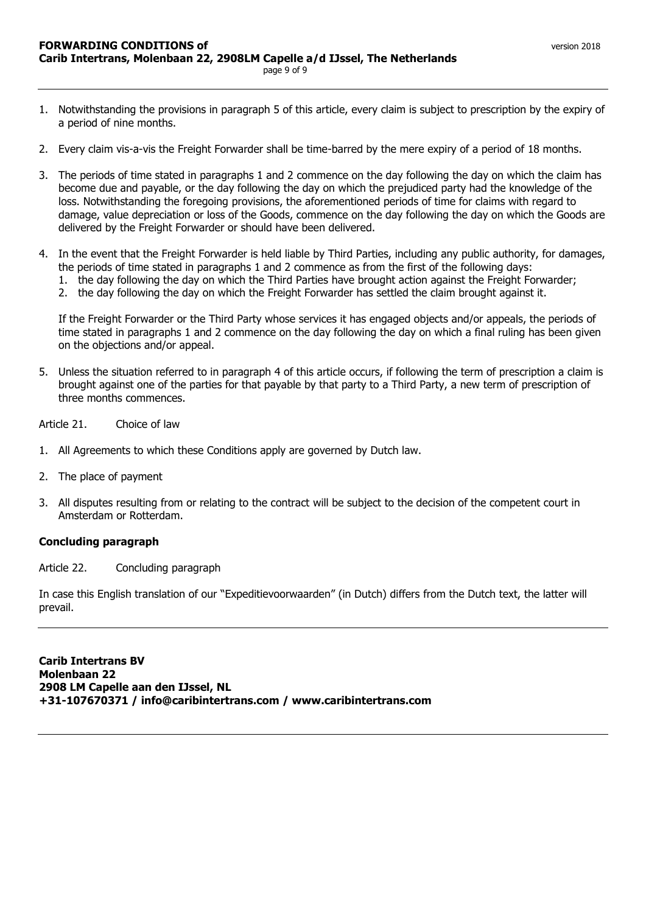1. Notwithstanding the provisions in paragraph 5 of this article, every claim is subject to prescription by the expiry of a period of nine months.

2. Every claim vis-a-vis the Freight Forwarder shall be time-barred by the mere expiry of a period of 18 months.

3. The periods of time stated in paragraphs 1 and 2 commence on the day following the day on which the claim has become due and payable, or the day following the day on which the prejudiced party had the knowledge of the loss. Notwithstanding the foregoing provisions, the aforementioned periods of time for claims with regard to damage, value depreciation or loss of the Goods, commence on the day following the day on which the Goods are delivered by the Freight Forwarder or should have been delivered.

4. In the event that the Freight Forwarder is held liable by Third Parties, including any public authority, for damages, the periods of time stated in paragraphs 1 and 2 commence as from the first of the following days:
   1. the day following the day on which the Third Parties have brought action against the Freight Forwarder;
   2. the day following the day on which the Freight Forwarder has settled the claim brought against it.

   If the Freight Forwarder or the Third Party whose services it has engaged objects and/or appeals, the periods of time stated in paragraphs 1 and 2 commence on the day following the day on which a final ruling has been given on the objections and/or appeal.

5. Unless the situation referred to in paragraph 4 of this article occurs, if following the term of prescription a claim is brought against one of the parties for that payable by that party to a Third Party, a new term of prescription of three months commences.

Article 21. Choice of law

1. All Agreements to which these Conditions apply are governed by Dutch law.

2. The place of payment

3. All disputes resulting from or relating to the contract will be subject to the decision of the competent court in Amsterdam or Rotterdam.

**Concluding paragraph**

Article 22. Concluding paragraph

In case this English translation of our "Expeditievoorwaarden" (in Dutch) differs from the Dutch text, the latter will prevail.

---

**Carib Intertrans BV**
**Molenbaan 22**
**2908 LM Capelle aan den IJssel, NL**
**+31-107670371 / info@caribintertrans.com / www.caribintertrans.com**